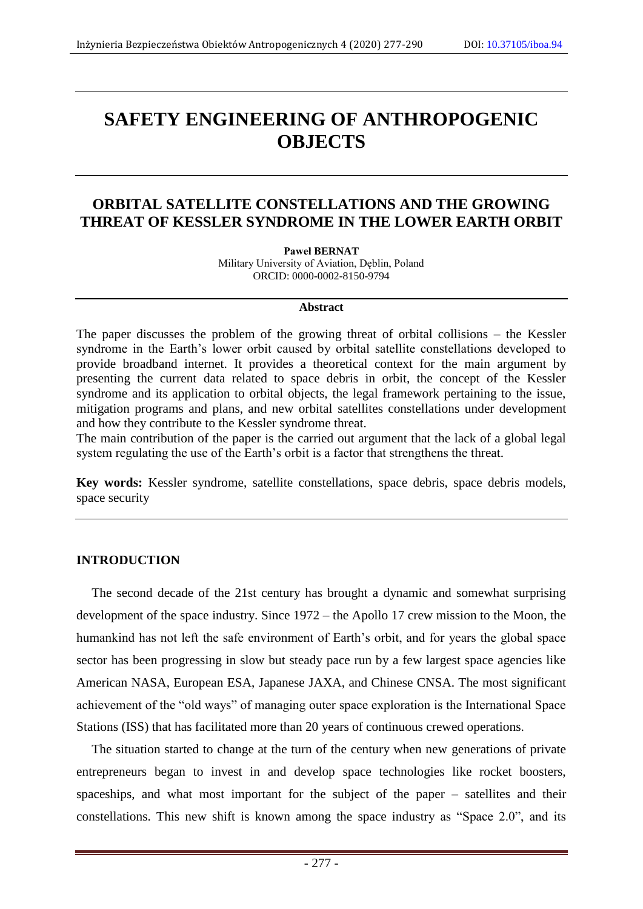# SAFETY ENGINEERING OF ANTHROPOGENIC OBJECTS

## ORBITAL SATELLITE CONSTELLATIONS AND THE GROWING THREAT OF KESSLER SYNDROME IN THE LOWER EARTH ORBIT

**Paweł BERNAT**
Military University of Aviation, Dęblin, Poland
ORCID: 0000-0002-8150-9794

### Abstract

The paper discusses the problem of the growing threat of orbital collisions – the Kessler syndrome in the Earth's lower orbit caused by orbital satellite constellations developed to provide broadband internet. It provides a theoretical context for the main argument by presenting the current data related to space debris in orbit, the concept of the Kessler syndrome and its application to orbital objects, the legal framework pertaining to the issue, mitigation programs and plans, and new orbital satellites constellations under development and how they contribute to the Kessler syndrome threat.

The main contribution of the paper is the carried out argument that the lack of a global legal system regulating the use of the Earth's orbit is a factor that strengthens the threat.

**Key words:** Kessler syndrome, satellite constellations, space debris, space debris models, space security

## INTRODUCTION

The second decade of the 21st century has brought a dynamic and somewhat surprising development of the space industry. Since 1972 – the Apollo 17 crew mission to the Moon, the humankind has not left the safe environment of Earth's orbit, and for years the global space sector has been progressing in slow but steady pace run by a few largest space agencies like American NASA, European ESA, Japanese JAXA, and Chinese CNSA. The most significant achievement of the "old ways" of managing outer space exploration is the International Space Stations (ISS) that has facilitated more than 20 years of continuous crewed operations.

The situation started to change at the turn of the century when new generations of private entrepreneurs began to invest in and develop space technologies like rocket boosters, spaceships, and what most important for the subject of the paper – satellites and their constellations. This new shift is known among the space industry as "Space 2.0", and its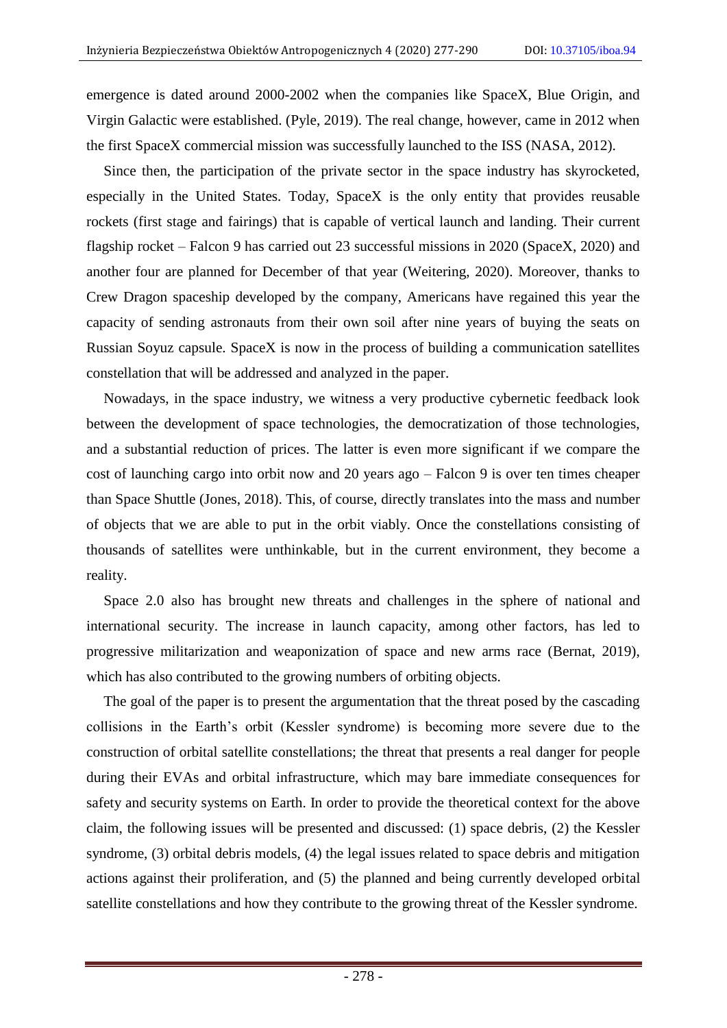emergence is dated around 2000-2002 when the companies like SpaceX, Blue Origin, and Virgin Galactic were established. (Pyle, 2019). The real change, however, came in 2012 when the first SpaceX commercial mission was successfully launched to the ISS (NASA, 2012).

Since then, the participation of the private sector in the space industry has skyrocketed, especially in the United States. Today, SpaceX is the only entity that provides reusable rockets (first stage and fairings) that is capable of vertical launch and landing. Their current flagship rocket – Falcon 9 has carried out 23 successful missions in 2020 (SpaceX, 2020) and another four are planned for December of that year (Weitering, 2020). Moreover, thanks to Crew Dragon spaceship developed by the company, Americans have regained this year the capacity of sending astronauts from their own soil after nine years of buying the seats on Russian Soyuz capsule. SpaceX is now in the process of building a communication satellites constellation that will be addressed and analyzed in the paper.

Nowadays, in the space industry, we witness a very productive cybernetic feedback look between the development of space technologies, the democratization of those technologies, and a substantial reduction of prices. The latter is even more significant if we compare the cost of launching cargo into orbit now and 20 years ago – Falcon 9 is over ten times cheaper than Space Shuttle (Jones, 2018). This, of course, directly translates into the mass and number of objects that we are able to put in the orbit viably. Once the constellations consisting of thousands of satellites were unthinkable, but in the current environment, they become a reality.

Space 2.0 also has brought new threats and challenges in the sphere of national and international security. The increase in launch capacity, among other factors, has led to progressive militarization and weaponization of space and new arms race (Bernat, 2019), which has also contributed to the growing numbers of orbiting objects.

The goal of the paper is to present the argumentation that the threat posed by the cascading collisions in the Earth's orbit (Kessler syndrome) is becoming more severe due to the construction of orbital satellite constellations; the threat that presents a real danger for people during their EVAs and orbital infrastructure, which may bare immediate consequences for safety and security systems on Earth. In order to provide the theoretical context for the above claim, the following issues will be presented and discussed: (1) space debris, (2) the Kessler syndrome, (3) orbital debris models, (4) the legal issues related to space debris and mitigation actions against their proliferation, and (5) the planned and being currently developed orbital satellite constellations and how they contribute to the growing threat of the Kessler syndrome.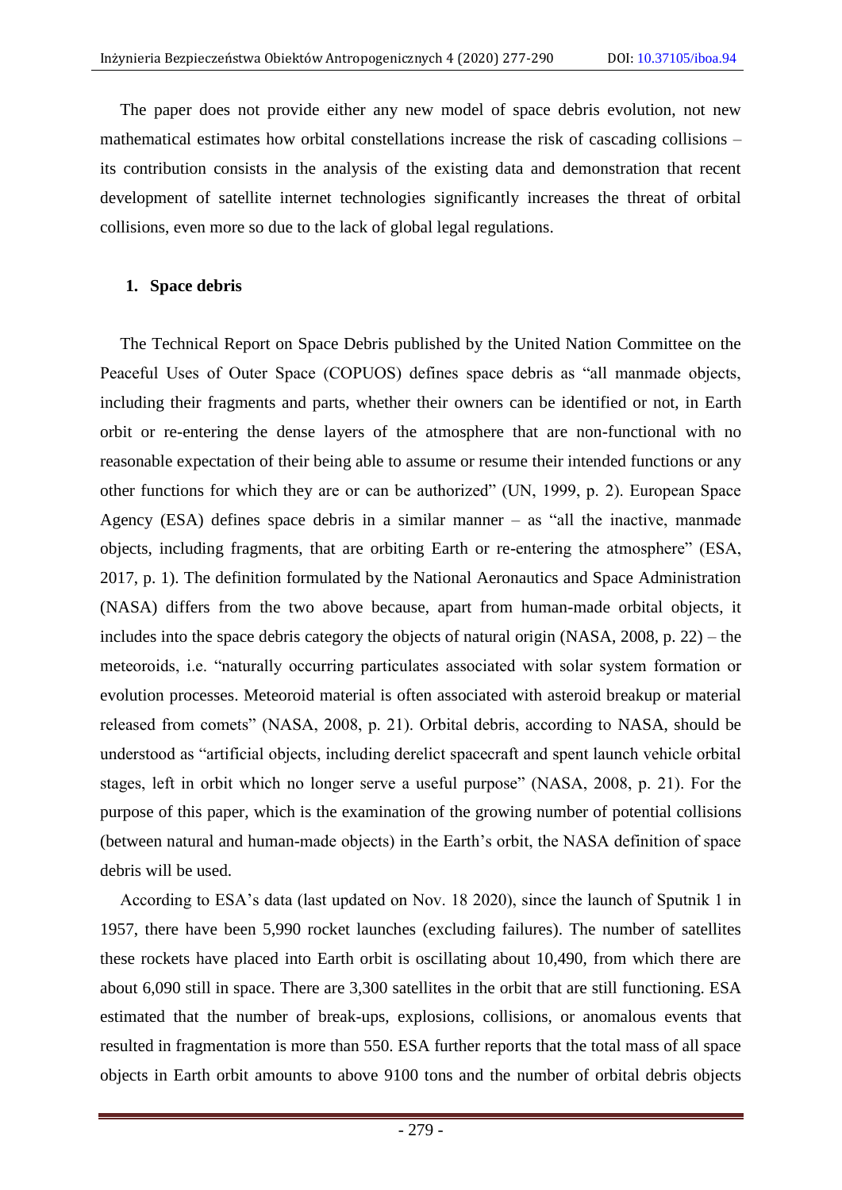The paper does not provide either any new model of space debris evolution, not new mathematical estimates how orbital constellations increase the risk of cascading collisions – its contribution consists in the analysis of the existing data and demonstration that recent development of satellite internet technologies significantly increases the threat of orbital collisions, even more so due to the lack of global legal regulations.

## 1. Space debris

The Technical Report on Space Debris published by the United Nation Committee on the Peaceful Uses of Outer Space (COPUOS) defines space debris as "all manmade objects, including their fragments and parts, whether their owners can be identified or not, in Earth orbit or re-entering the dense layers of the atmosphere that are non-functional with no reasonable expectation of their being able to assume or resume their intended functions or any other functions for which they are or can be authorized" (UN, 1999, p. 2). European Space Agency (ESA) defines space debris in a similar manner – as "all the inactive, manmade objects, including fragments, that are orbiting Earth or re-entering the atmosphere" (ESA, 2017, p. 1). The definition formulated by the National Aeronautics and Space Administration (NASA) differs from the two above because, apart from human-made orbital objects, it includes into the space debris category the objects of natural origin (NASA, 2008, p. 22) – the meteoroids, i.e. "naturally occurring particulates associated with solar system formation or evolution processes. Meteoroid material is often associated with asteroid breakup or material released from comets" (NASA, 2008, p. 21). Orbital debris, according to NASA, should be understood as "artificial objects, including derelict spacecraft and spent launch vehicle orbital stages, left in orbit which no longer serve a useful purpose" (NASA, 2008, p. 21). For the purpose of this paper, which is the examination of the growing number of potential collisions (between natural and human-made objects) in the Earth's orbit, the NASA definition of space debris will be used.

According to ESA's data (last updated on Nov. 18 2020), since the launch of Sputnik 1 in 1957, there have been 5,990 rocket launches (excluding failures). The number of satellites these rockets have placed into Earth orbit is oscillating about 10,490, from which there are about 6,090 still in space. There are 3,300 satellites in the orbit that are still functioning. ESA estimated that the number of break-ups, explosions, collisions, or anomalous events that resulted in fragmentation is more than 550. ESA further reports that the total mass of all space objects in Earth orbit amounts to above 9100 tons and the number of orbital debris objects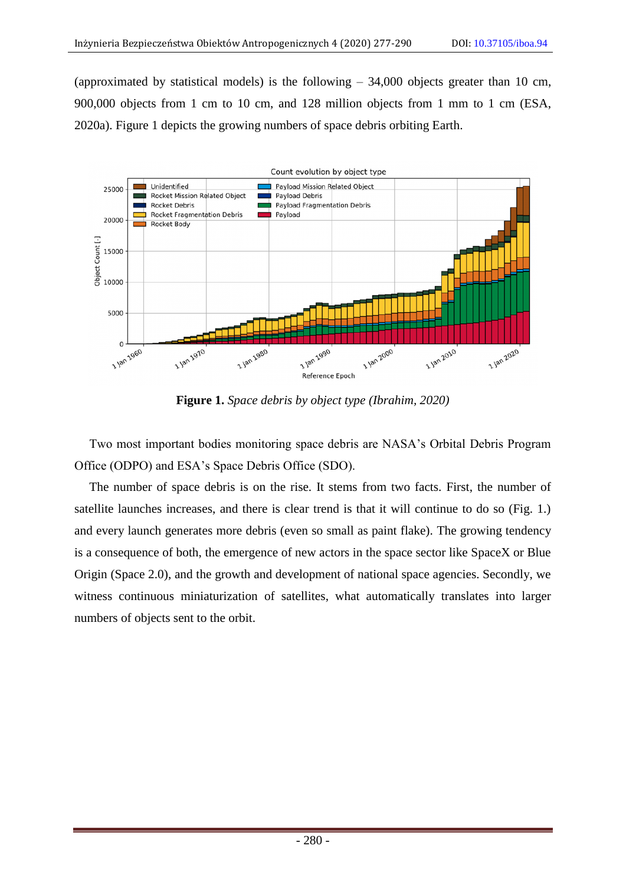(approximated by statistical models) is the following – 34,000 objects greater than 10 cm, 900,000 objects from 1 cm to 10 cm, and 128 million objects from 1 mm to 1 cm (ESA, 2020a). Figure 1 depicts the growing numbers of space debris orbiting Earth.

**Figure 1.** *Space debris by object type (Ibrahim, 2020)*

Two most important bodies monitoring space debris are NASA's Orbital Debris Program Office (ODPO) and ESA's Space Debris Office (SDO).

The number of space debris is on the rise. It stems from two facts. First, the number of satellite launches increases, and there is clear trend is that it will continue to do so (Fig. 1.) and every launch generates more debris (even so small as paint flake). The growing tendency is a consequence of both, the emergence of new actors in the space sector like SpaceX or Blue Origin (Space 2.0), and the growth and development of national space agencies. Secondly, we witness continuous miniaturization of satellites, what automatically translates into larger numbers of objects sent to the orbit.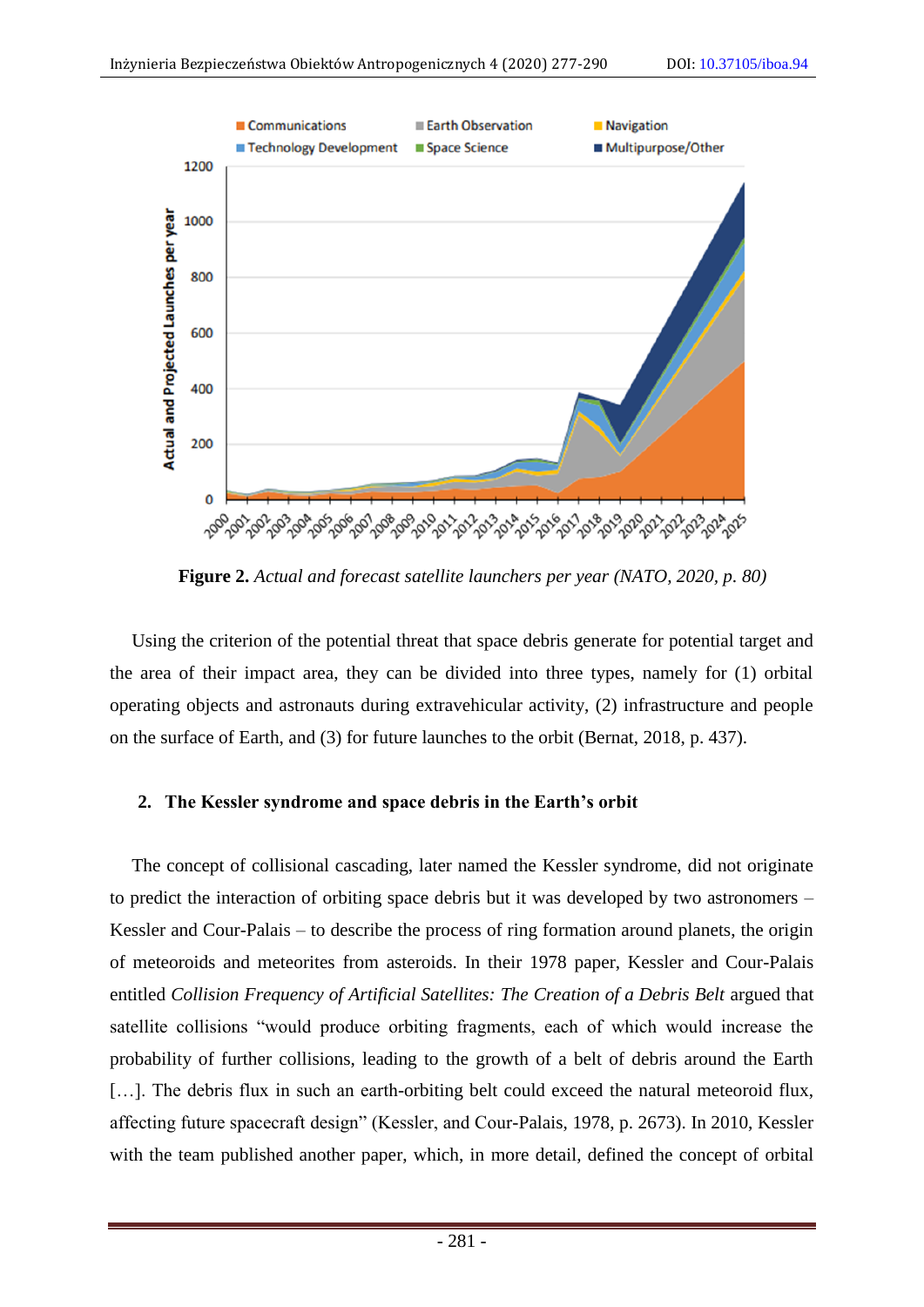**Figure 2.** *Actual and forecast satellite launchers per year (NATO, 2020, p. 80)*

Using the criterion of the potential threat that space debris generate for potential target and the area of their impact area, they can be divided into three types, namely for (1) orbital operating objects and astronauts during extravehicular activity, (2) infrastructure and people on the surface of Earth, and (3) for future launches to the orbit (Bernat, 2018, p. 437).

## 2. The Kessler syndrome and space debris in the Earth's orbit

The concept of collisional cascading, later named the Kessler syndrome, did not originate to predict the interaction of orbiting space debris but it was developed by two astronomers – Kessler and Cour-Palais – to describe the process of ring formation around planets, the origin of meteoroids and meteorites from asteroids. In their 1978 paper, Kessler and Cour-Palais entitled *Collision Frequency of Artificial Satellites: The Creation of a Debris Belt* argued that satellite collisions "would produce orbiting fragments, each of which would increase the probability of further collisions, leading to the growth of a belt of debris around the Earth […]. The debris flux in such an earth-orbiting belt could exceed the natural meteoroid flux, affecting future spacecraft design" (Kessler, and Cour-Palais, 1978, p. 2673). In 2010, Kessler with the team published another paper, which, in more detail, defined the concept of orbital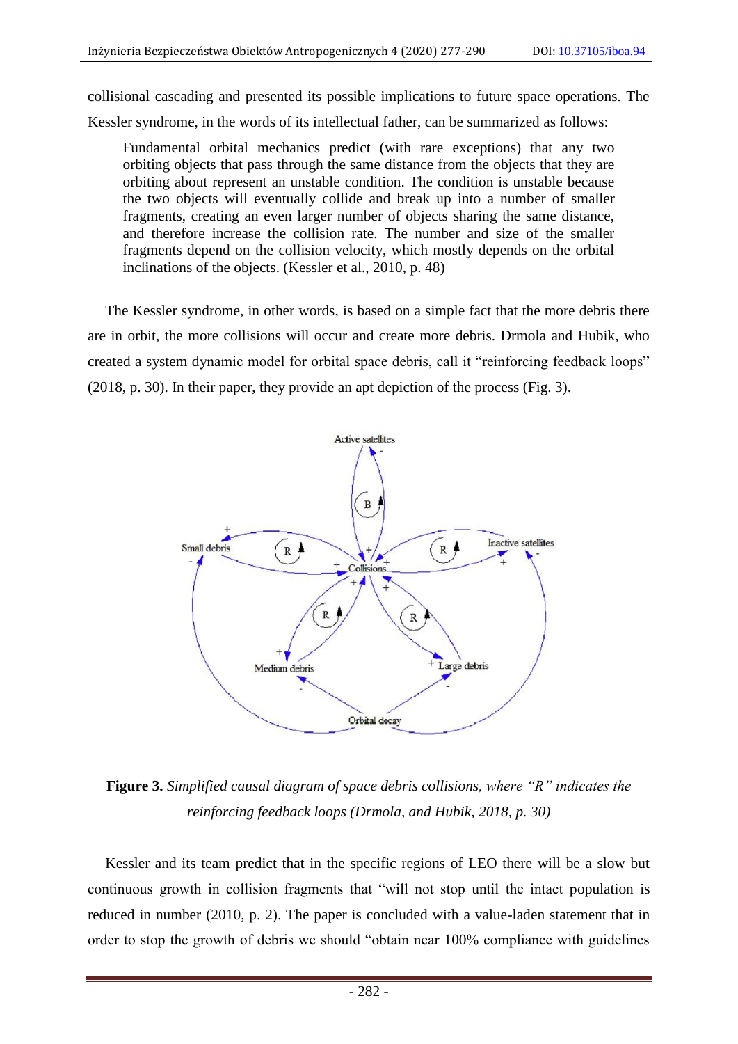collisional cascading and presented its possible implications to future space operations. The Kessler syndrome, in the words of its intellectual father, can be summarized as follows:

> Fundamental orbital mechanics predict (with rare exceptions) that any two orbiting objects that pass through the same distance from the objects that they are orbiting about represent an unstable condition. The condition is unstable because the two objects will eventually collide and break up into a number of smaller fragments, creating an even larger number of objects sharing the same distance, and therefore increase the collision rate. The number and size of the smaller fragments depend on the collision velocity, which mostly depends on the orbital inclinations of the objects. (Kessler et al., 2010, p. 48)

The Kessler syndrome, in other words, is based on a simple fact that the more debris there are in orbit, the more collisions will occur and create more debris. Drmola and Hubik, who created a system dynamic model for orbital space debris, call it "reinforcing feedback loops" (2018, p. 30). In their paper, they provide an apt depiction of the process (Fig. 3).

**Figure 3.** *Simplified causal diagram of space debris collisions, where "R" indicates the reinforcing feedback loops (Drmola, and Hubik, 2018, p. 30)*

Kessler and its team predict that in the specific regions of LEO there will be a slow but continuous growth in collision fragments that "will not stop until the intact population is reduced in number (2010, p. 2). The paper is concluded with a value-laden statement that in order to stop the growth of debris we should "obtain near 100% compliance with guidelines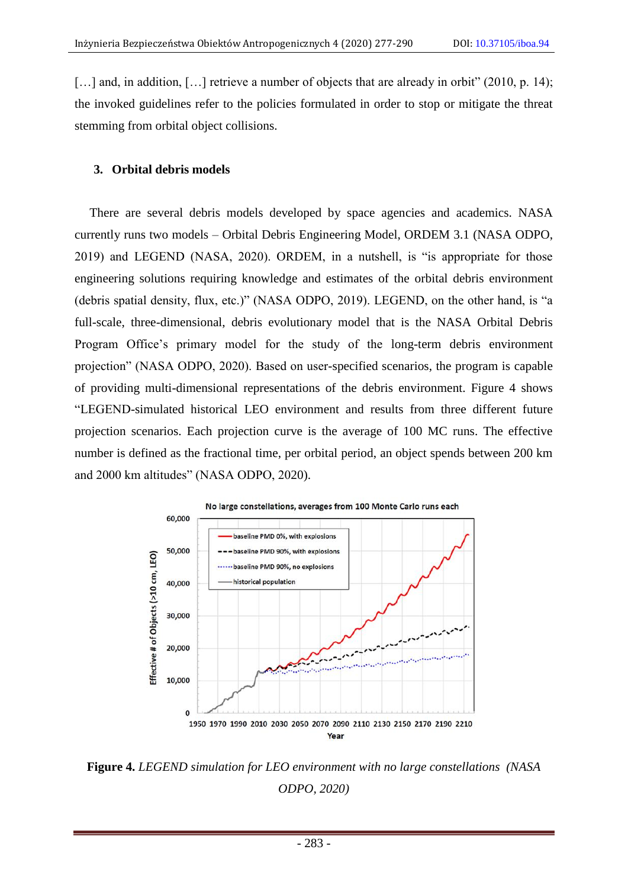[…] and, in addition, […] retrieve a number of objects that are already in orbit" (2010, p. 14); the invoked guidelines refer to the policies formulated in order to stop or mitigate the threat stemming from orbital object collisions.

## 3. Orbital debris models

There are several debris models developed by space agencies and academics. NASA currently runs two models – Orbital Debris Engineering Model, ORDEM 3.1 (NASA ODPO, 2019) and LEGEND (NASA, 2020). ORDEM, in a nutshell, is "is appropriate for those engineering solutions requiring knowledge and estimates of the orbital debris environment (debris spatial density, flux, etc.)" (NASA ODPO, 2019). LEGEND, on the other hand, is "a full-scale, three-dimensional, debris evolutionary model that is the NASA Orbital Debris Program Office's primary model for the study of the long-term debris environment projection" (NASA ODPO, 2020). Based on user-specified scenarios, the program is capable of providing multi-dimensional representations of the debris environment. Figure 4 shows "LEGEND-simulated historical LEO environment and results from three different future projection scenarios. Each projection curve is the average of 100 MC runs. The effective number is defined as the fractional time, per orbital period, an object spends between 200 km and 2000 km altitudes" (NASA ODPO, 2020).

**Figure 4.** *LEGEND simulation for LEO environment with no large constellations (NASA ODPO, 2020)*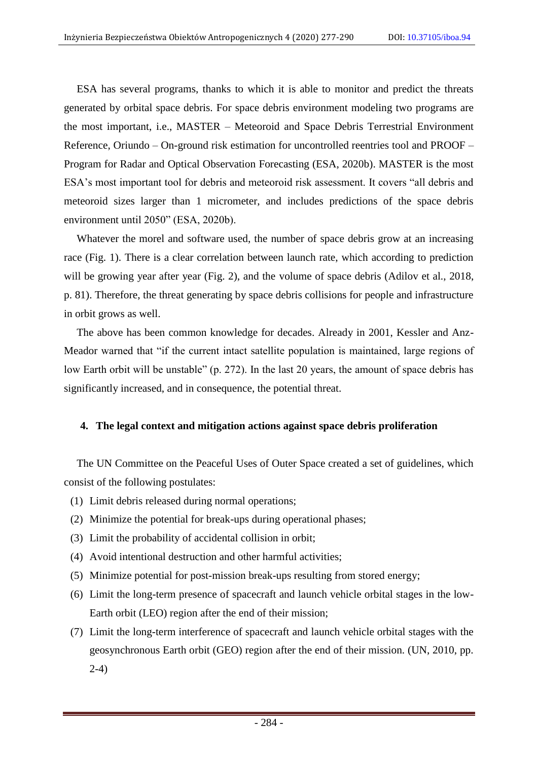ESA has several programs, thanks to which it is able to monitor and predict the threats generated by orbital space debris. For space debris environment modeling two programs are the most important, i.e., MASTER – Meteoroid and Space Debris Terrestrial Environment Reference, Oriundo – On-ground risk estimation for uncontrolled reentries tool and PROOF – Program for Radar and Optical Observation Forecasting (ESA, 2020b). MASTER is the most ESA's most important tool for debris and meteoroid risk assessment. It covers "all debris and meteoroid sizes larger than 1 micrometer, and includes predictions of the space debris environment until 2050" (ESA, 2020b).

Whatever the morel and software used, the number of space debris grow at an increasing race (Fig. 1). There is a clear correlation between launch rate, which according to prediction will be growing year after year (Fig. 2), and the volume of space debris (Adilov et al., 2018, p. 81). Therefore, the threat generating by space debris collisions for people and infrastructure in orbit grows as well.

The above has been common knowledge for decades. Already in 2001, Kessler and Anz-Meador warned that "if the current intact satellite population is maintained, large regions of low Earth orbit will be unstable" (p. 272). In the last 20 years, the amount of space debris has significantly increased, and in consequence, the potential threat.

## 4. The legal context and mitigation actions against space debris proliferation

The UN Committee on the Peaceful Uses of Outer Space created a set of guidelines, which consist of the following postulates:

(1) Limit debris released during normal operations;
(2) Minimize the potential for break-ups during operational phases;
(3) Limit the probability of accidental collision in orbit;
(4) Avoid intentional destruction and other harmful activities;
(5) Minimize potential for post-mission break-ups resulting from stored energy;
(6) Limit the long-term presence of spacecraft and launch vehicle orbital stages in the low-Earth orbit (LEO) region after the end of their mission;
(7) Limit the long-term interference of spacecraft and launch vehicle orbital stages with the geosynchronous Earth orbit (GEO) region after the end of their mission. (UN, 2010, pp. 2-4)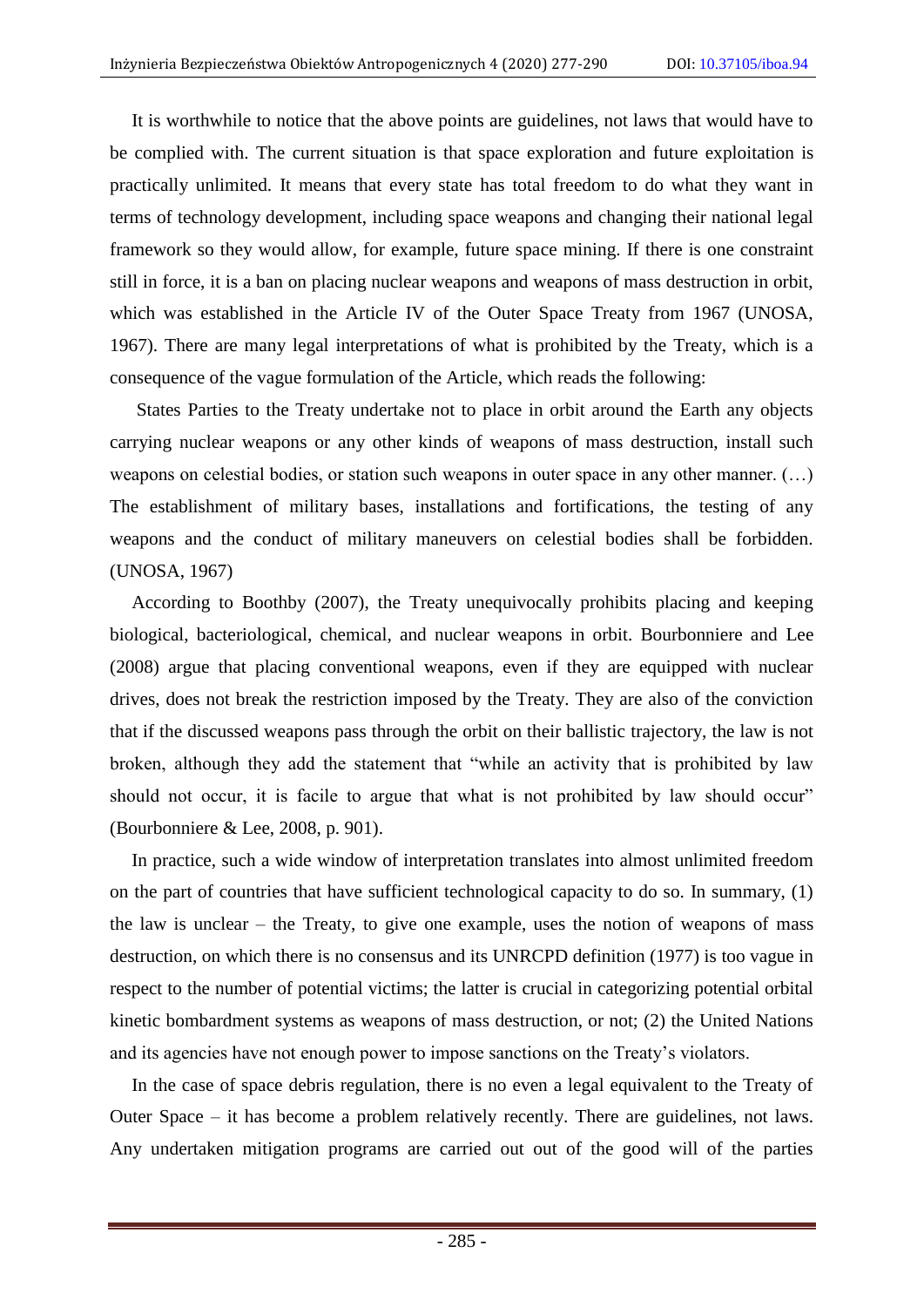It is worthwhile to notice that the above points are guidelines, not laws that would have to be complied with. The current situation is that space exploration and future exploitation is practically unlimited. It means that every state has total freedom to do what they want in terms of technology development, including space weapons and changing their national legal framework so they would allow, for example, future space mining. If there is one constraint still in force, it is a ban on placing nuclear weapons and weapons of mass destruction in orbit, which was established in the Article IV of the Outer Space Treaty from 1967 (UNOSA, 1967). There are many legal interpretations of what is prohibited by the Treaty, which is a consequence of the vague formulation of the Article, which reads the following:

States Parties to the Treaty undertake not to place in orbit around the Earth any objects carrying nuclear weapons or any other kinds of weapons of mass destruction, install such weapons on celestial bodies, or station such weapons in outer space in any other manner. (…) The establishment of military bases, installations and fortifications, the testing of any weapons and the conduct of military maneuvers on celestial bodies shall be forbidden. (UNOSA, 1967)

According to Boothby (2007), the Treaty unequivocally prohibits placing and keeping biological, bacteriological, chemical, and nuclear weapons in orbit. Bourbonniere and Lee (2008) argue that placing conventional weapons, even if they are equipped with nuclear drives, does not break the restriction imposed by the Treaty. They are also of the conviction that if the discussed weapons pass through the orbit on their ballistic trajectory, the law is not broken, although they add the statement that "while an activity that is prohibited by law should not occur, it is facile to argue that what is not prohibited by law should occur" (Bourbonniere & Lee, 2008, p. 901).

In practice, such a wide window of interpretation translates into almost unlimited freedom on the part of countries that have sufficient technological capacity to do so. In summary, (1) the law is unclear – the Treaty, to give one example, uses the notion of weapons of mass destruction, on which there is no consensus and its UNRCPD definition (1977) is too vague in respect to the number of potential victims; the latter is crucial in categorizing potential orbital kinetic bombardment systems as weapons of mass destruction, or not; (2) the United Nations and its agencies have not enough power to impose sanctions on the Treaty's violators.

In the case of space debris regulation, there is no even a legal equivalent to the Treaty of Outer Space – it has become a problem relatively recently. There are guidelines, not laws. Any undertaken mitigation programs are carried out out of the good will of the parties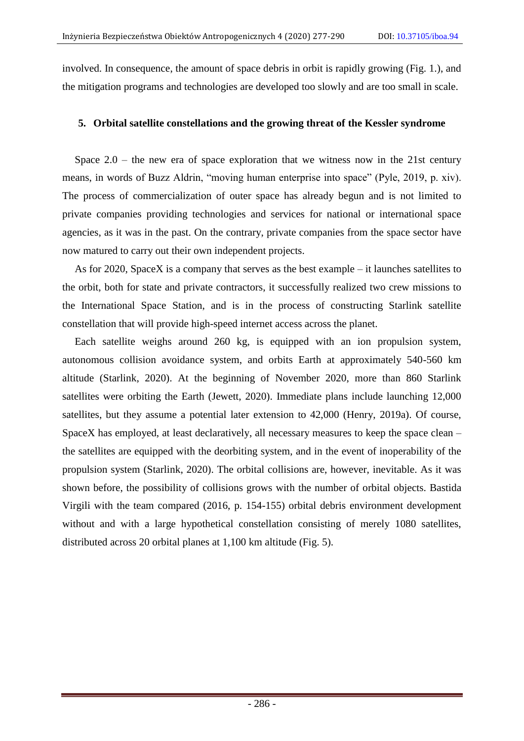involved. In consequence, the amount of space debris in orbit is rapidly growing (Fig. 1.), and the mitigation programs and technologies are developed too slowly and are too small in scale.

## 5. Orbital satellite constellations and the growing threat of the Kessler syndrome

Space 2.0 – the new era of space exploration that we witness now in the 21st century means, in words of Buzz Aldrin, "moving human enterprise into space" (Pyle, 2019, p. xiv). The process of commercialization of outer space has already begun and is not limited to private companies providing technologies and services for national or international space agencies, as it was in the past. On the contrary, private companies from the space sector have now matured to carry out their own independent projects.

As for 2020, SpaceX is a company that serves as the best example – it launches satellites to the orbit, both for state and private contractors, it successfully realized two crew missions to the International Space Station, and is in the process of constructing Starlink satellite constellation that will provide high-speed internet access across the planet.

Each satellite weighs around 260 kg, is equipped with an ion propulsion system, autonomous collision avoidance system, and orbits Earth at approximately 540-560 km altitude (Starlink, 2020). At the beginning of November 2020, more than 860 Starlink satellites were orbiting the Earth (Jewett, 2020). Immediate plans include launching 12,000 satellites, but they assume a potential later extension to 42,000 (Henry, 2019a). Of course, SpaceX has employed, at least declaratively, all necessary measures to keep the space clean – the satellites are equipped with the deorbiting system, and in the event of inoperability of the propulsion system (Starlink, 2020). The orbital collisions are, however, inevitable. As it was shown before, the possibility of collisions grows with the number of orbital objects. Bastida Virgili with the team compared (2016, p. 154-155) orbital debris environment development without and with a large hypothetical constellation consisting of merely 1080 satellites, distributed across 20 orbital planes at 1,100 km altitude (Fig. 5).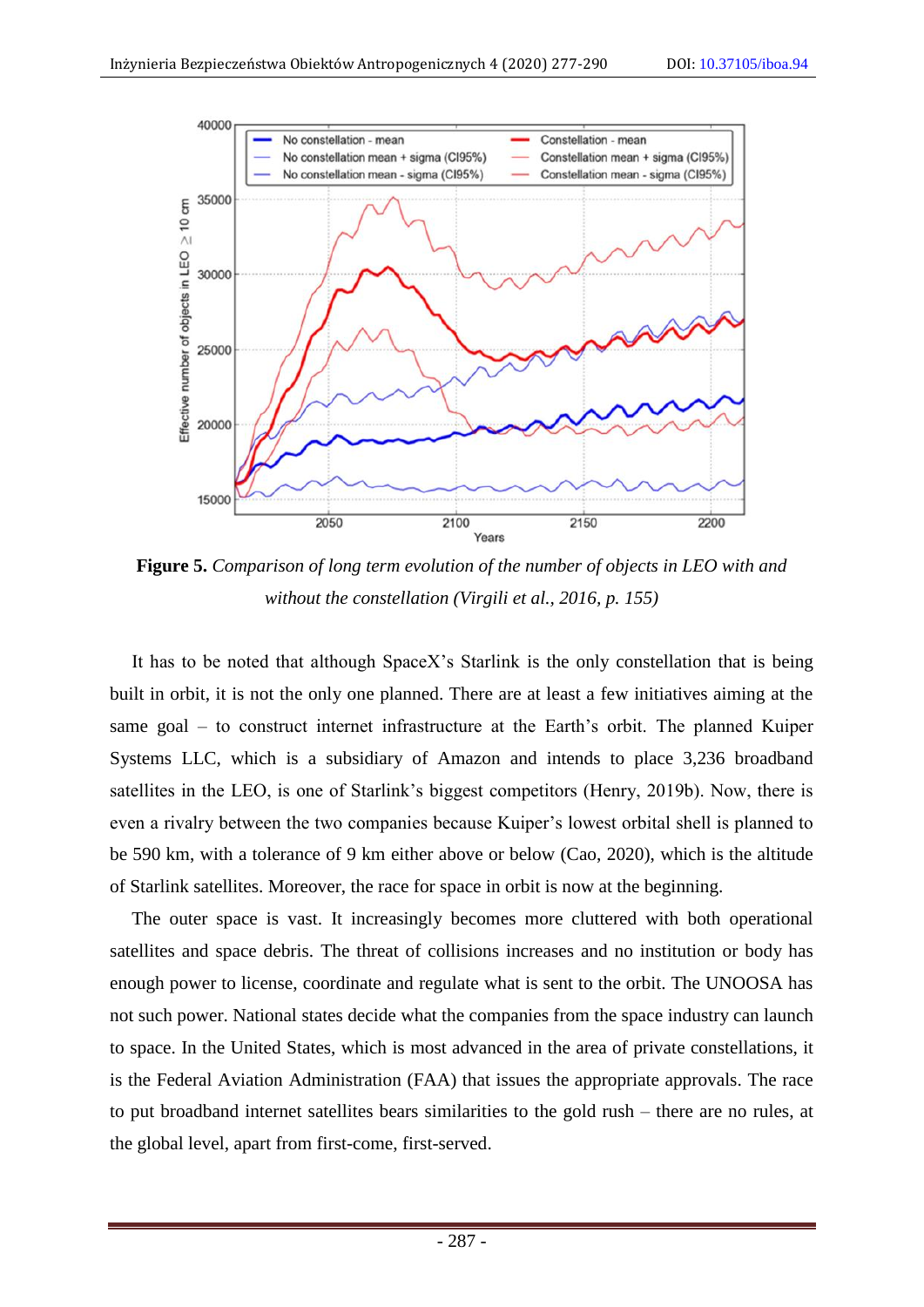**Figure 5.** *Comparison of long term evolution of the number of objects in LEO with and without the constellation (Virgili et al., 2016, p. 155)*

It has to be noted that although SpaceX's Starlink is the only constellation that is being built in orbit, it is not the only one planned. There are at least a few initiatives aiming at the same goal – to construct internet infrastructure at the Earth's orbit. The planned Kuiper Systems LLC, which is a subsidiary of Amazon and intends to place 3,236 broadband satellites in the LEO, is one of Starlink's biggest competitors (Henry, 2019b). Now, there is even a rivalry between the two companies because Kuiper's lowest orbital shell is planned to be 590 km, with a tolerance of 9 km either above or below (Cao, 2020), which is the altitude of Starlink satellites. Moreover, the race for space in orbit is now at the beginning.

The outer space is vast. It increasingly becomes more cluttered with both operational satellites and space debris. The threat of collisions increases and no institution or body has enough power to license, coordinate and regulate what is sent to the orbit. The UNOOSA has not such power. National states decide what the companies from the space industry can launch to space. In the United States, which is most advanced in the area of private constellations, it is the Federal Aviation Administration (FAA) that issues the appropriate approvals. The race to put broadband internet satellites bears similarities to the gold rush – there are no rules, at the global level, apart from first-come, first-served.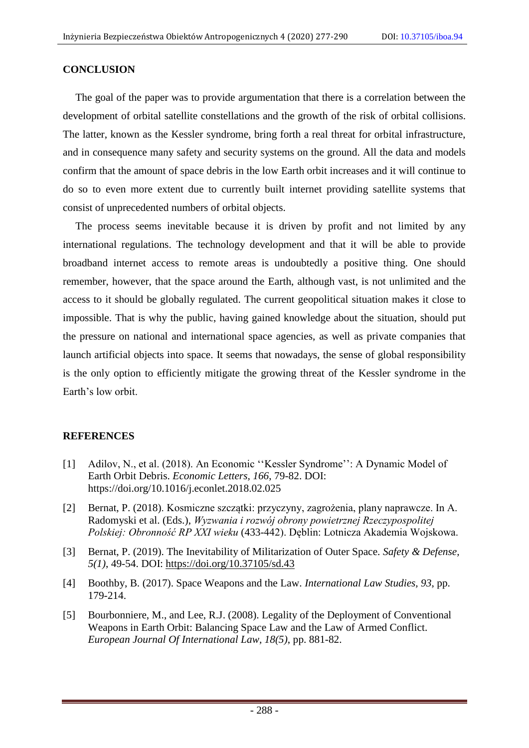## CONCLUSION

The goal of the paper was to provide argumentation that there is a correlation between the development of orbital satellite constellations and the growth of the risk of orbital collisions. The latter, known as the Kessler syndrome, bring forth a real threat for orbital infrastructure, and in consequence many safety and security systems on the ground. All the data and models confirm that the amount of space debris in the low Earth orbit increases and it will continue to do so to even more extent due to currently built internet providing satellite systems that consist of unprecedented numbers of orbital objects.

The process seems inevitable because it is driven by profit and not limited by any international regulations. The technology development and that it will be able to provide broadband internet access to remote areas is undoubtedly a positive thing. One should remember, however, that the space around the Earth, although vast, is not unlimited and the access to it should be globally regulated. The current geopolitical situation makes it close to impossible. That is why the public, having gained knowledge about the situation, should put the pressure on national and international space agencies, as well as private companies that launch artificial objects into space. It seems that nowadays, the sense of global responsibility is the only option to efficiently mitigate the growing threat of the Kessler syndrome in the Earth's low orbit.

## REFERENCES

[1] Adilov, N., et al. (2018). An Economic ''Kessler Syndrome'': A Dynamic Model of Earth Orbit Debris. *Economic Letters, 166*, 79-82. DOI: https://doi.org/10.1016/j.econlet.2018.02.025

[2] Bernat, P. (2018). Kosmiczne szczątki: przyczyny, zagrożenia, plany naprawcze. In A. Radomyski et al. (Eds.), *Wyzwania i rozwój obrony powietrznej Rzeczypospolitej Polskiej: Obronność RP XXI wieku* (433-442). Dęblin: Lotnicza Akademia Wojskowa.

[3] Bernat, P. (2019). The Inevitability of Militarization of Outer Space. *Safety & Defense, 5(1)*, 49-54. DOI: https://doi.org/10.37105/sd.43

[4] Boothby, B. (2017). Space Weapons and the Law. *International Law Studies, 93*, pp. 179-214.

[5] Bourbonniere, M., and Lee, R.J. (2008). Legality of the Deployment of Conventional Weapons in Earth Orbit: Balancing Space Law and the Law of Armed Conflict. *European Journal Of International Law, 18(5)*, pp. 881-82.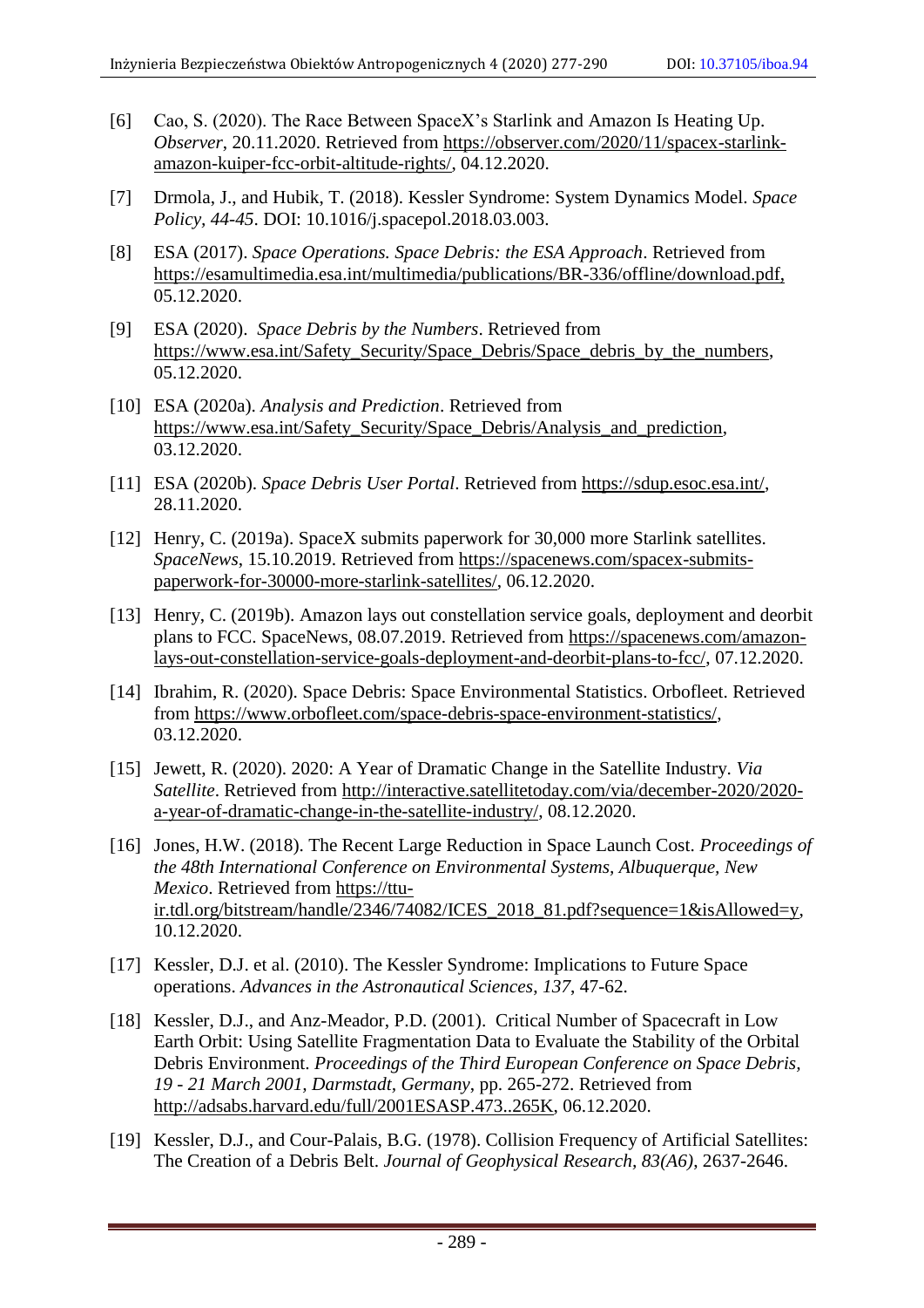[6] Cao, S. (2020). The Race Between SpaceX's Starlink and Amazon Is Heating Up. *Observer*, 20.11.2020. Retrieved from https://observer.com/2020/11/spacex-starlink-amazon-kuiper-fcc-orbit-altitude-rights/, 04.12.2020.

[7] Drmola, J., and Hubik, T. (2018). Kessler Syndrome: System Dynamics Model. *Space Policy, 44-45*. DOI: 10.1016/j.spacepol.2018.03.003.

[8] ESA (2017). *Space Operations. Space Debris: the ESA Approach*. Retrieved from https://esamultimedia.esa.int/multimedia/publications/BR-336/offline/download.pdf, 05.12.2020.

[9] ESA (2020). *Space Debris by the Numbers*. Retrieved from https://www.esa.int/Safety_Security/Space_Debris/Space_debris_by_the_numbers, 05.12.2020.

[10] ESA (2020a). *Analysis and Prediction*. Retrieved from https://www.esa.int/Safety_Security/Space_Debris/Analysis_and_prediction, 03.12.2020.

[11] ESA (2020b). *Space Debris User Portal*. Retrieved from https://sdup.esoc.esa.int/, 28.11.2020.

[12] Henry, C. (2019a). SpaceX submits paperwork for 30,000 more Starlink satellites. *SpaceNews*, 15.10.2019. Retrieved from https://spacenews.com/spacex-submits-paperwork-for-30000-more-starlink-satellites/, 06.12.2020.

[13] Henry, C. (2019b). Amazon lays out constellation service goals, deployment and deorbit plans to FCC. SpaceNews, 08.07.2019. Retrieved from https://spacenews.com/amazon-lays-out-constellation-service-goals-deployment-and-deorbit-plans-to-fcc/, 07.12.2020.

[14] Ibrahim, R. (2020). Space Debris: Space Environmental Statistics. Orbofleet. Retrieved from https://www.orbofleet.com/space-debris-space-environment-statistics/, 03.12.2020.

[15] Jewett, R. (2020). 2020: A Year of Dramatic Change in the Satellite Industry. *Via Satellite*. Retrieved from http://interactive.satellitetoday.com/via/december-2020/2020-a-year-of-dramatic-change-in-the-satellite-industry/, 08.12.2020.

[16] Jones, H.W. (2018). The Recent Large Reduction in Space Launch Cost. *Proceedings of the 48th International Conference on Environmental Systems, Albuquerque, New Mexico*. Retrieved from https://ttu-ir.tdl.org/bitstream/handle/2346/74082/ICES_2018_81.pdf?sequence=1&isAllowed=y, 10.12.2020.

[17] Kessler, D.J. et al. (2010). The Kessler Syndrome: Implications to Future Space operations. *Advances in the Astronautical Sciences*, *137*, 47-62.

[18] Kessler, D.J., and Anz-Meador, P.D. (2001). Critical Number of Spacecraft in Low Earth Orbit: Using Satellite Fragmentation Data to Evaluate the Stability of the Orbital Debris Environment. *Proceedings of the Third European Conference on Space Debris, 19 - 21 March 2001, Darmstadt, Germany*, pp. 265-272. Retrieved from http://adsabs.harvard.edu/full/2001ESASP.473..265K, 06.12.2020.

[19] Kessler, D.J., and Cour-Palais, B.G. (1978). Collision Frequency of Artificial Satellites: The Creation of a Debris Belt. *Journal of Geophysical Research, 83(A6)*, 2637-2646.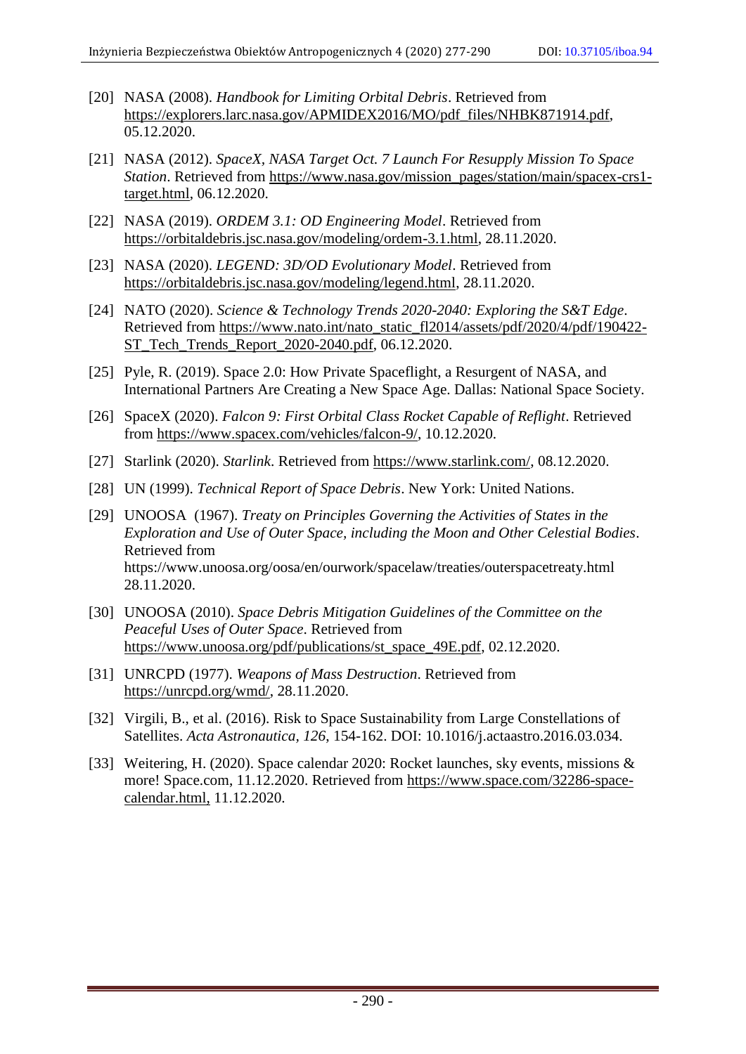[20] NASA (2008). *Handbook for Limiting Orbital Debris*. Retrieved from https://explorers.larc.nasa.gov/APMIDEX2016/MO/pdf_files/NHBK871914.pdf, 05.12.2020.

[21] NASA (2012). *SpaceX, NASA Target Oct. 7 Launch For Resupply Mission To Space Station*. Retrieved from https://www.nasa.gov/mission_pages/station/main/spacex-crs1-target.html, 06.12.2020.

[22] NASA (2019). *ORDEM 3.1: OD Engineering Model*. Retrieved from https://orbitaldebris.jsc.nasa.gov/modeling/ordem-3.1.html, 28.11.2020.

[23] NASA (2020). *LEGEND: 3D/OD Evolutionary Model*. Retrieved from https://orbitaldebris.jsc.nasa.gov/modeling/legend.html, 28.11.2020.

[24] NATO (2020). *Science & Technology Trends 2020-2040: Exploring the S&T Edge*. Retrieved from https://www.nato.int/nato_static_fl2014/assets/pdf/2020/4/pdf/190422-ST_Tech_Trends_Report_2020-2040.pdf, 06.12.2020.

[25] Pyle, R. (2019). Space 2.0: How Private Spaceflight, a Resurgent of NASA, and International Partners Are Creating a New Space Age. Dallas: National Space Society.

[26] SpaceX (2020). *Falcon 9: First Orbital Class Rocket Capable of Reflight*. Retrieved from https://www.spacex.com/vehicles/falcon-9/, 10.12.2020.

[27] Starlink (2020). *Starlink*. Retrieved from https://www.starlink.com/, 08.12.2020.

[28] UN (1999). *Technical Report of Space Debris*. New York: United Nations.

[29] UNOOSA (1967). *Treaty on Principles Governing the Activities of States in the Exploration and Use of Outer Space, including the Moon and Other Celestial Bodies*. Retrieved from https://www.unoosa.org/oosa/en/ourwork/spacelaw/treaties/outerspacetreaty.html 28.11.2020.

[30] UNOOSA (2010). *Space Debris Mitigation Guidelines of the Committee on the Peaceful Uses of Outer Space*. Retrieved from https://www.unoosa.org/pdf/publications/st_space_49E.pdf, 02.12.2020.

[31] UNRCPD (1977). *Weapons of Mass Destruction*. Retrieved from https://unrcpd.org/wmd/, 28.11.2020.

[32] Virgili, B., et al. (2016). Risk to Space Sustainability from Large Constellations of Satellites. *Acta Astronautica*, *126*, 154-162. DOI: 10.1016/j.actaastro.2016.03.034.

[33] Weitering, H. (2020). Space calendar 2020: Rocket launches, sky events, missions & more! Space.com, 11.12.2020. Retrieved from https://www.space.com/32286-space-calendar.html, 11.12.2020.